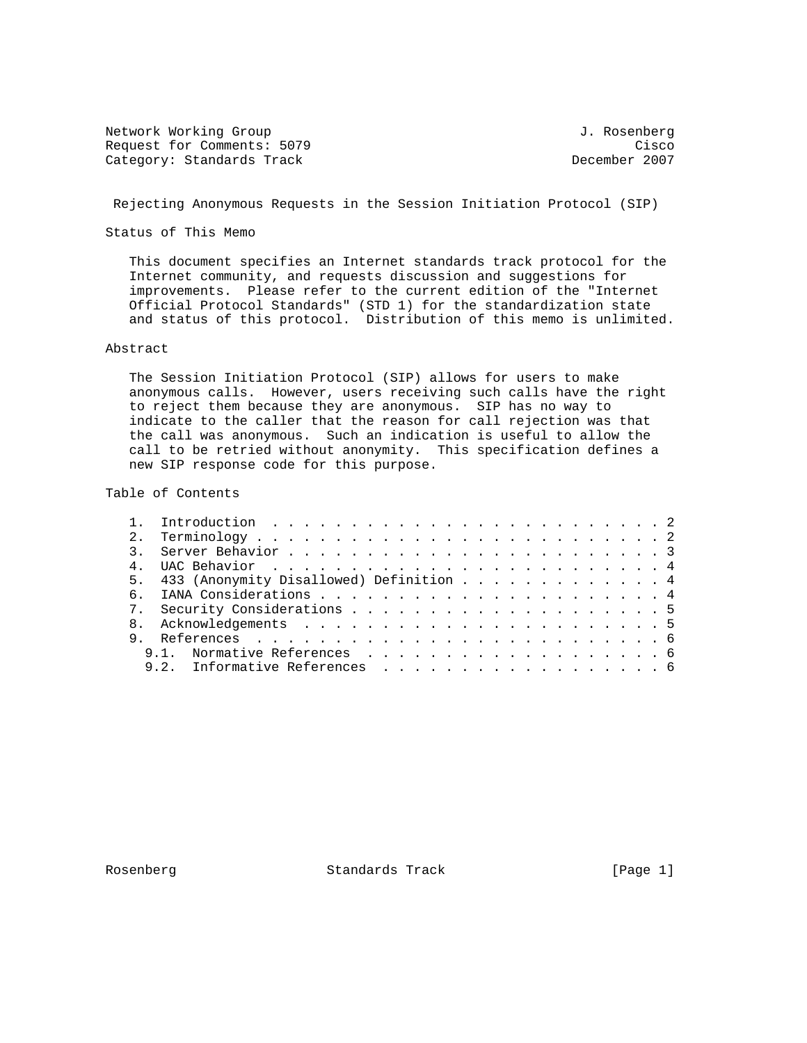Network Working Group J. Rosenberg
Request for Comments: 5079 Cisco
Category: Standards Track December 2007

# Rejecting Anonymous Requests in the Session Initiation Protocol (SIP)

## Status of This Memo

This document specifies an Internet standards track protocol for the Internet community, and requests discussion and suggestions for improvements. Please refer to the current edition of the "Internet Official Protocol Standards" (STD 1) for the standardization state and status of this protocol. Distribution of this memo is unlimited.

## Abstract

The Session Initiation Protocol (SIP) allows for users to make anonymous calls. However, users receiving such calls have the right to reject them because they are anonymous. SIP has no way to indicate to the caller that the reason for call rejection was that the call was anonymous. Such an indication is useful to allow the call to be retried without anonymity. This specification defines a new SIP response code for this purpose.

## Table of Contents

1. Introduction . . . . . . . . . . . . . . . . . . . . . . . . . 2
2. Terminology . . . . . . . . . . . . . . . . . . . . . . . . . 2
3. Server Behavior . . . . . . . . . . . . . . . . . . . . . . . 3
4. UAC Behavior . . . . . . . . . . . . . . . . . . . . . . . . . 4
5. 433 (Anonymity Disallowed) Definition . . . . . . . . . . . . . 4
6. IANA Considerations . . . . . . . . . . . . . . . . . . . . . 4
7. Security Considerations . . . . . . . . . . . . . . . . . . . 5
8. Acknowledgements . . . . . . . . . . . . . . . . . . . . . . . 5
9. References . . . . . . . . . . . . . . . . . . . . . . . . . . 6
   9.1. Normative References . . . . . . . . . . . . . . . . . . . 6
   9.2. Informative References . . . . . . . . . . . . . . . . . . 6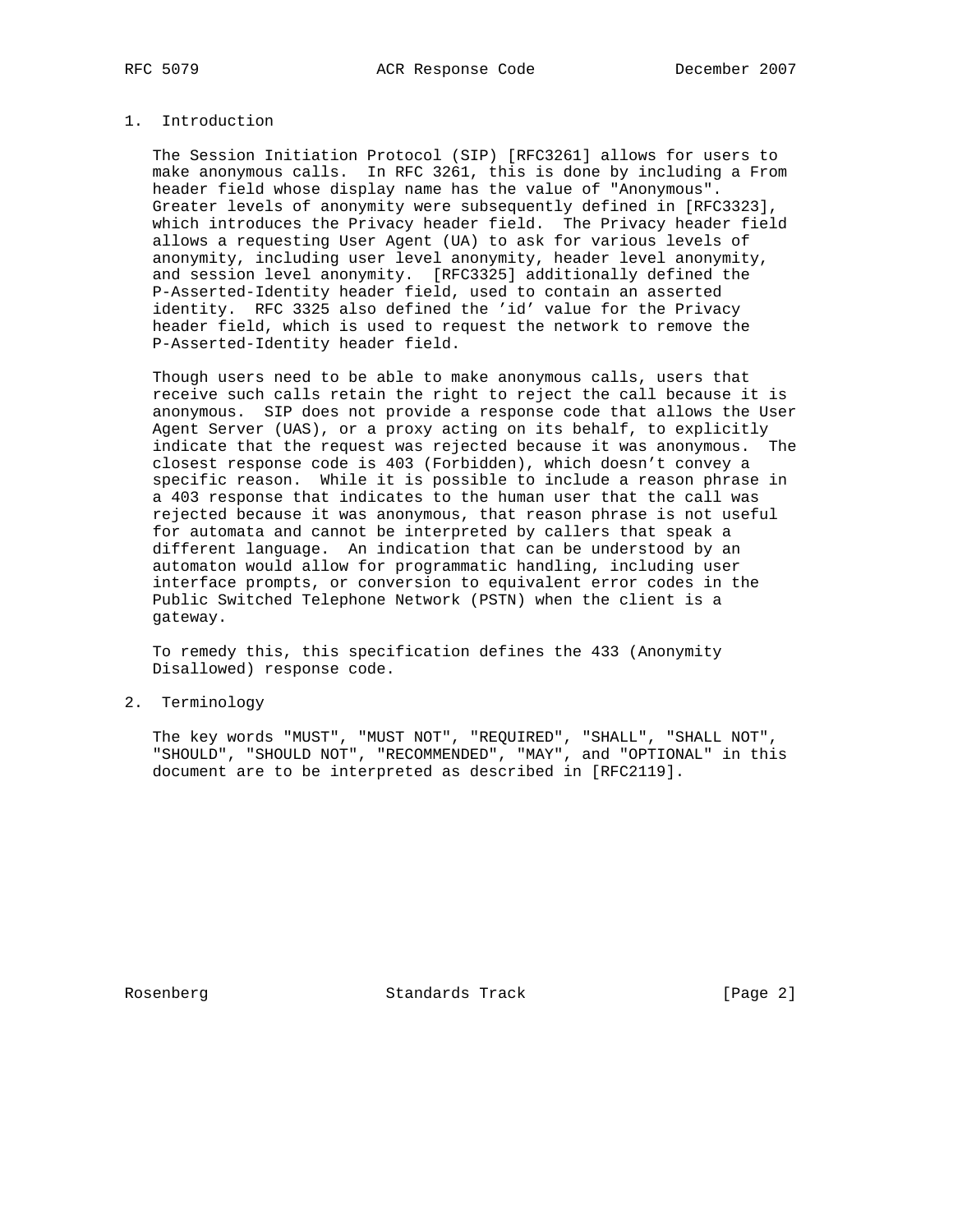## 1. Introduction

The Session Initiation Protocol (SIP) [RFC3261] allows for users to make anonymous calls. In RFC 3261, this is done by including a From header field whose display name has the value of "Anonymous". Greater levels of anonymity were subsequently defined in [RFC3323], which introduces the Privacy header field. The Privacy header field allows a requesting User Agent (UA) to ask for various levels of anonymity, including user level anonymity, header level anonymity, and session level anonymity. [RFC3325] additionally defined the P-Asserted-Identity header field, used to contain an asserted identity. RFC 3325 also defined the 'id' value for the Privacy header field, which is used to request the network to remove the P-Asserted-Identity header field.

Though users need to be able to make anonymous calls, users that receive such calls retain the right to reject the call because it is anonymous. SIP does not provide a response code that allows the User Agent Server (UAS), or a proxy acting on its behalf, to explicitly indicate that the request was rejected because it was anonymous. The closest response code is 403 (Forbidden), which doesn't convey a specific reason. While it is possible to include a reason phrase in a 403 response that indicates to the human user that the call was rejected because it was anonymous, that reason phrase is not useful for automata and cannot be interpreted by callers that speak a different language. An indication that can be understood by an automaton would allow for programmatic handling, including user interface prompts, or conversion to equivalent error codes in the Public Switched Telephone Network (PSTN) when the client is a gateway.

To remedy this, this specification defines the 433 (Anonymity Disallowed) response code.

## 2. Terminology

The key words "MUST", "MUST NOT", "REQUIRED", "SHALL", "SHALL NOT", "SHOULD", "SHOULD NOT", "RECOMMENDED", "MAY", and "OPTIONAL" in this document are to be interpreted as described in [RFC2119].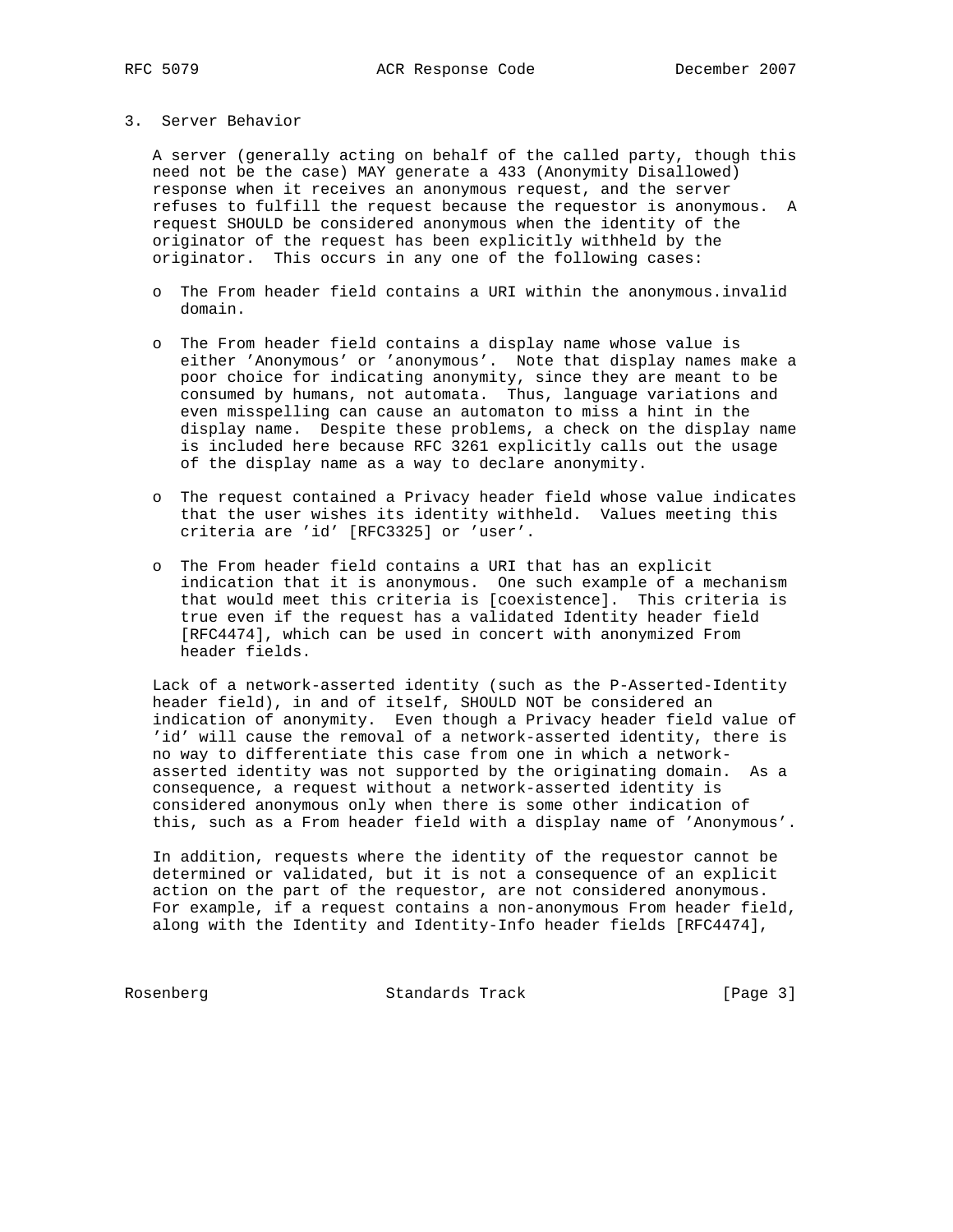## 3. Server Behavior

A server (generally acting on behalf of the called party, though this need not be the case) MAY generate a 433 (Anonymity Disallowed) response when it receives an anonymous request, and the server refuses to fulfill the request because the requestor is anonymous. A request SHOULD be considered anonymous when the identity of the originator of the request has been explicitly withheld by the originator. This occurs in any one of the following cases:

- The From header field contains a URI within the anonymous.invalid domain.

- The From header field contains a display name whose value is either 'Anonymous' or 'anonymous'. Note that display names make a poor choice for indicating anonymity, since they are meant to be consumed by humans, not automata. Thus, language variations and even misspelling can cause an automaton to miss a hint in the display name. Despite these problems, a check on the display name is included here because RFC 3261 explicitly calls out the usage of the display name as a way to declare anonymity.

- The request contained a Privacy header field whose value indicates that the user wishes its identity withheld. Values meeting this criteria are 'id' [RFC3325] or 'user'.

- The From header field contains a URI that has an explicit indication that it is anonymous. One such example of a mechanism that would meet this criteria is [coexistence]. This criteria is true even if the request has a validated Identity header field [RFC4474], which can be used in concert with anonymized From header fields.

Lack of a network-asserted identity (such as the P-Asserted-Identity header field), in and of itself, SHOULD NOT be considered an indication of anonymity. Even though a Privacy header field value of 'id' will cause the removal of a network-asserted identity, there is no way to differentiate this case from one in which a network-asserted identity was not supported by the originating domain. As a consequence, a request without a network-asserted identity is considered anonymous only when there is some other indication of this, such as a From header field with a display name of 'Anonymous'.

In addition, requests where the identity of the requestor cannot be determined or validated, but it is not a consequence of an explicit action on the part of the requestor, are not considered anonymous. For example, if a request contains a non-anonymous From header field, along with the Identity and Identity-Info header fields [RFC4474],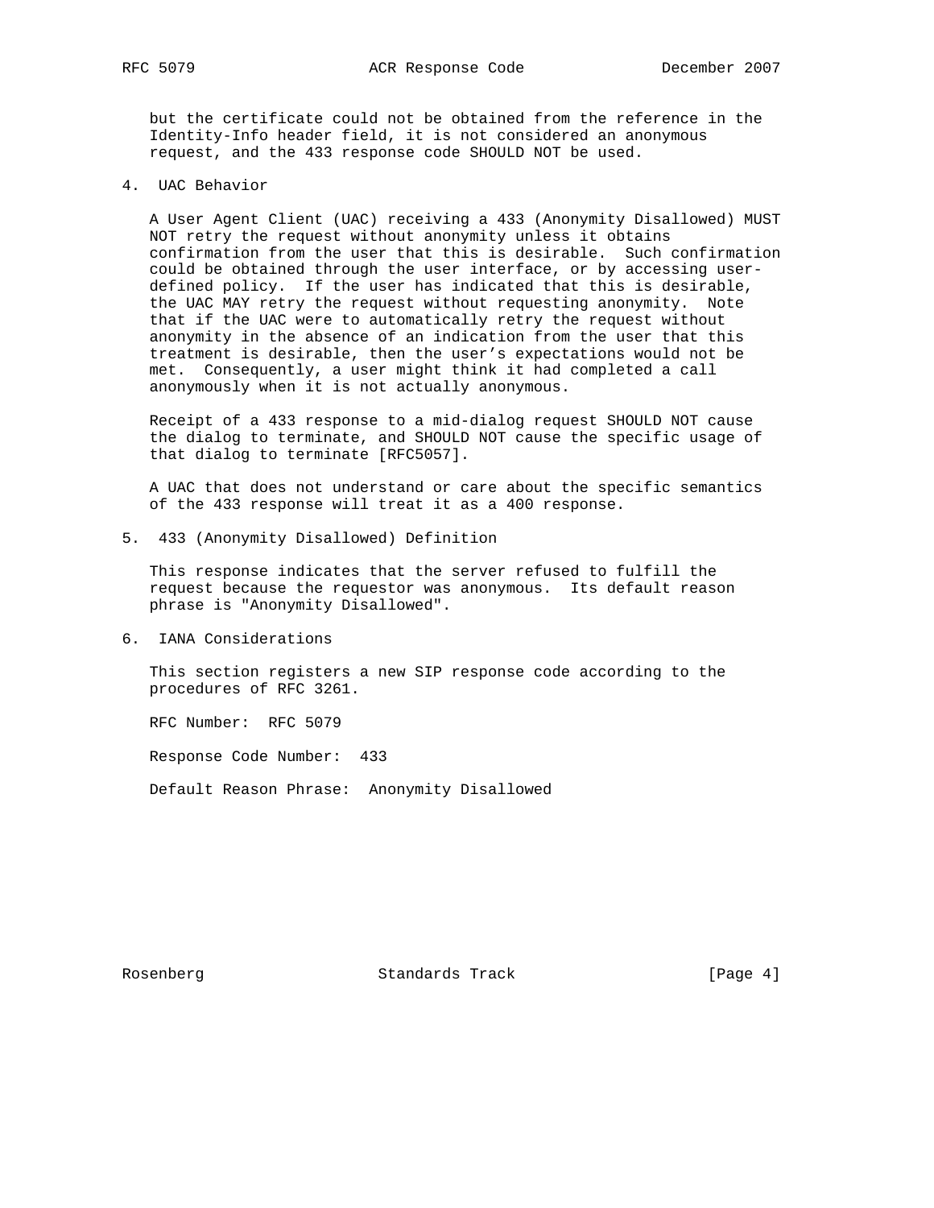but the certificate could not be obtained from the reference in the Identity-Info header field, it is not considered an anonymous request, and the 433 response code SHOULD NOT be used.

## 4. UAC Behavior

A User Agent Client (UAC) receiving a 433 (Anonymity Disallowed) MUST NOT retry the request without anonymity unless it obtains confirmation from the user that this is desirable. Such confirmation could be obtained through the user interface, or by accessing user-defined policy. If the user has indicated that this is desirable, the UAC MAY retry the request without requesting anonymity. Note that if the UAC were to automatically retry the request without anonymity in the absence of an indication from the user that this treatment is desirable, then the user's expectations would not be met. Consequently, a user might think it had completed a call anonymously when it is not actually anonymous.

Receipt of a 433 response to a mid-dialog request SHOULD NOT cause the dialog to terminate, and SHOULD NOT cause the specific usage of that dialog to terminate [RFC5057].

A UAC that does not understand or care about the specific semantics of the 433 response will treat it as a 400 response.

## 5. 433 (Anonymity Disallowed) Definition

This response indicates that the server refused to fulfill the request because the requestor was anonymous. Its default reason phrase is "Anonymity Disallowed".

## 6. IANA Considerations

This section registers a new SIP response code according to the procedures of RFC 3261.

RFC Number: RFC 5079

Response Code Number: 433

Default Reason Phrase: Anonymity Disallowed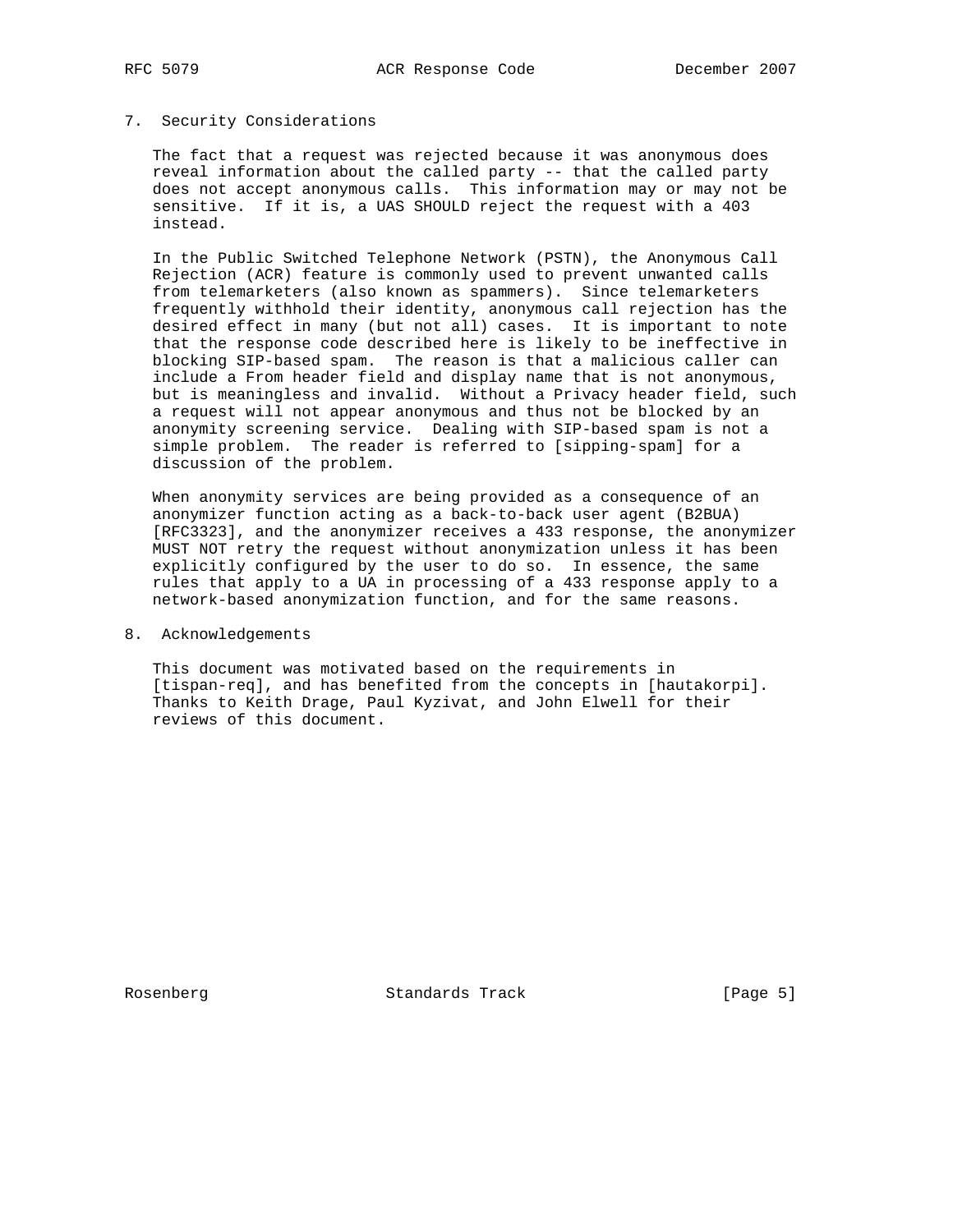## 7. Security Considerations

The fact that a request was rejected because it was anonymous does reveal information about the called party -- that the called party does not accept anonymous calls. This information may or may not be sensitive. If it is, a UAS SHOULD reject the request with a 403 instead.

In the Public Switched Telephone Network (PSTN), the Anonymous Call Rejection (ACR) feature is commonly used to prevent unwanted calls from telemarketers (also known as spammers). Since telemarketers frequently withhold their identity, anonymous call rejection has the desired effect in many (but not all) cases. It is important to note that the response code described here is likely to be ineffective in blocking SIP-based spam. The reason is that a malicious caller can include a From header field and display name that is not anonymous, but is meaningless and invalid. Without a Privacy header field, such a request will not appear anonymous and thus not be blocked by an anonymity screening service. Dealing with SIP-based spam is not a simple problem. The reader is referred to [sipping-spam] for a discussion of the problem.

When anonymity services are being provided as a consequence of an anonymizer function acting as a back-to-back user agent (B2BUA) [RFC3323], and the anonymizer receives a 433 response, the anonymizer MUST NOT retry the request without anonymization unless it has been explicitly configured by the user to do so. In essence, the same rules that apply to a UA in processing of a 433 response apply to a network-based anonymization function, and for the same reasons.

## 8. Acknowledgements

This document was motivated based on the requirements in [tispan-req], and has benefited from the concepts in [hautakorpi]. Thanks to Keith Drage, Paul Kyzivat, and John Elwell for their reviews of this document.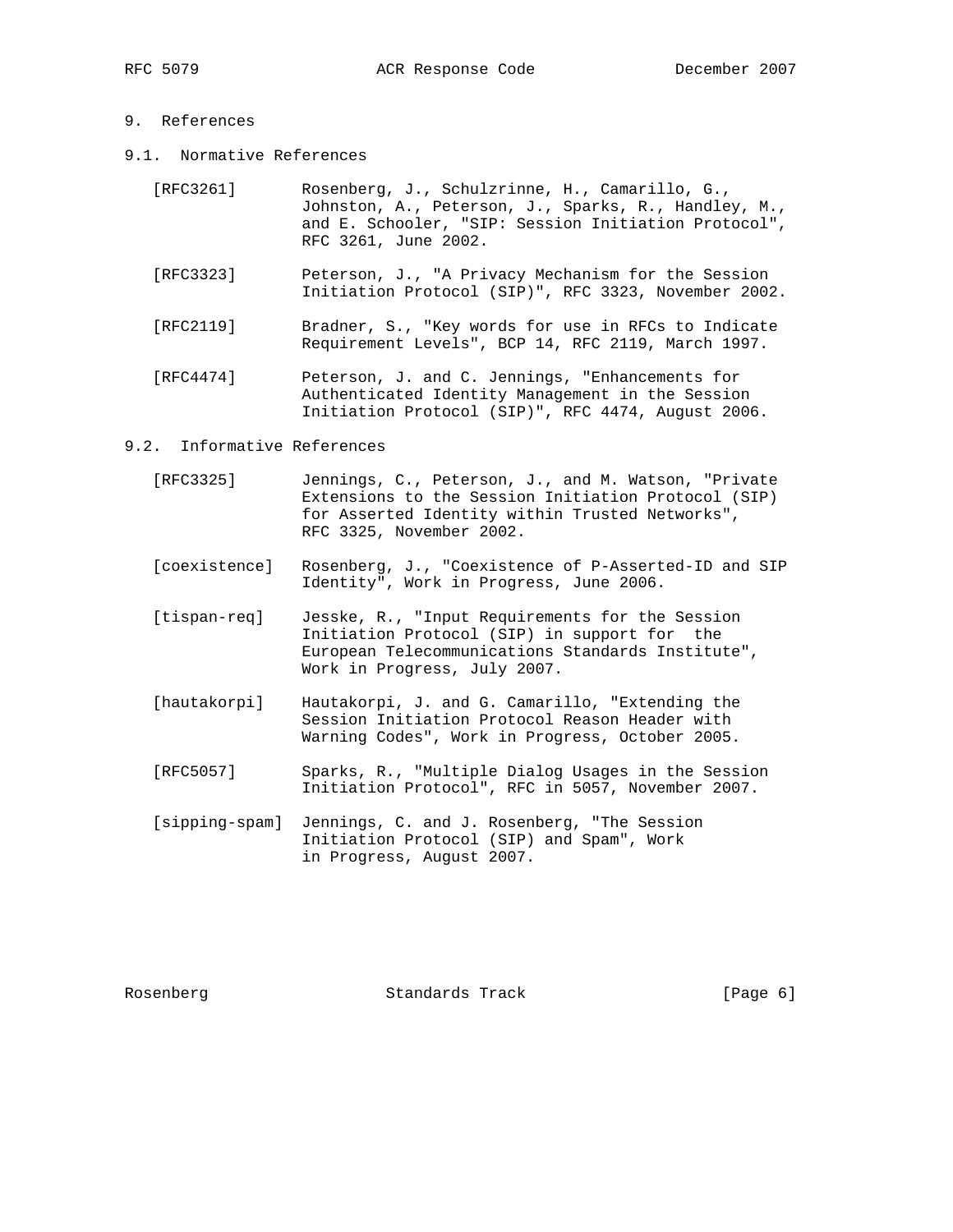# 9. References

## 9.1. Normative References

[RFC3261] Rosenberg, J., Schulzrinne, H., Camarillo, G., Johnston, A., Peterson, J., Sparks, R., Handley, M., and E. Schooler, "SIP: Session Initiation Protocol", RFC 3261, June 2002.

[RFC3323] Peterson, J., "A Privacy Mechanism for the Session Initiation Protocol (SIP)", RFC 3323, November 2002.

[RFC2119] Bradner, S., "Key words for use in RFCs to Indicate Requirement Levels", BCP 14, RFC 2119, March 1997.

[RFC4474] Peterson, J. and C. Jennings, "Enhancements for Authenticated Identity Management in the Session Initiation Protocol (SIP)", RFC 4474, August 2006.

## 9.2. Informative References

[RFC3325] Jennings, C., Peterson, J., and M. Watson, "Private Extensions to the Session Initiation Protocol (SIP) for Asserted Identity within Trusted Networks", RFC 3325, November 2002.

[coexistence] Rosenberg, J., "Coexistence of P-Asserted-ID and SIP Identity", Work in Progress, June 2006.

[tispan-req] Jesske, R., "Input Requirements for the Session Initiation Protocol (SIP) in support for the European Telecommunications Standards Institute", Work in Progress, July 2007.

[hautakorpi] Hautakorpi, J. and G. Camarillo, "Extending the Session Initiation Protocol Reason Header with Warning Codes", Work in Progress, October 2005.

[RFC5057] Sparks, R., "Multiple Dialog Usages in the Session Initiation Protocol", RFC in 5057, November 2007.

[sipping-spam] Jennings, C. and J. Rosenberg, "The Session Initiation Protocol (SIP) and Spam", Work in Progress, August 2007.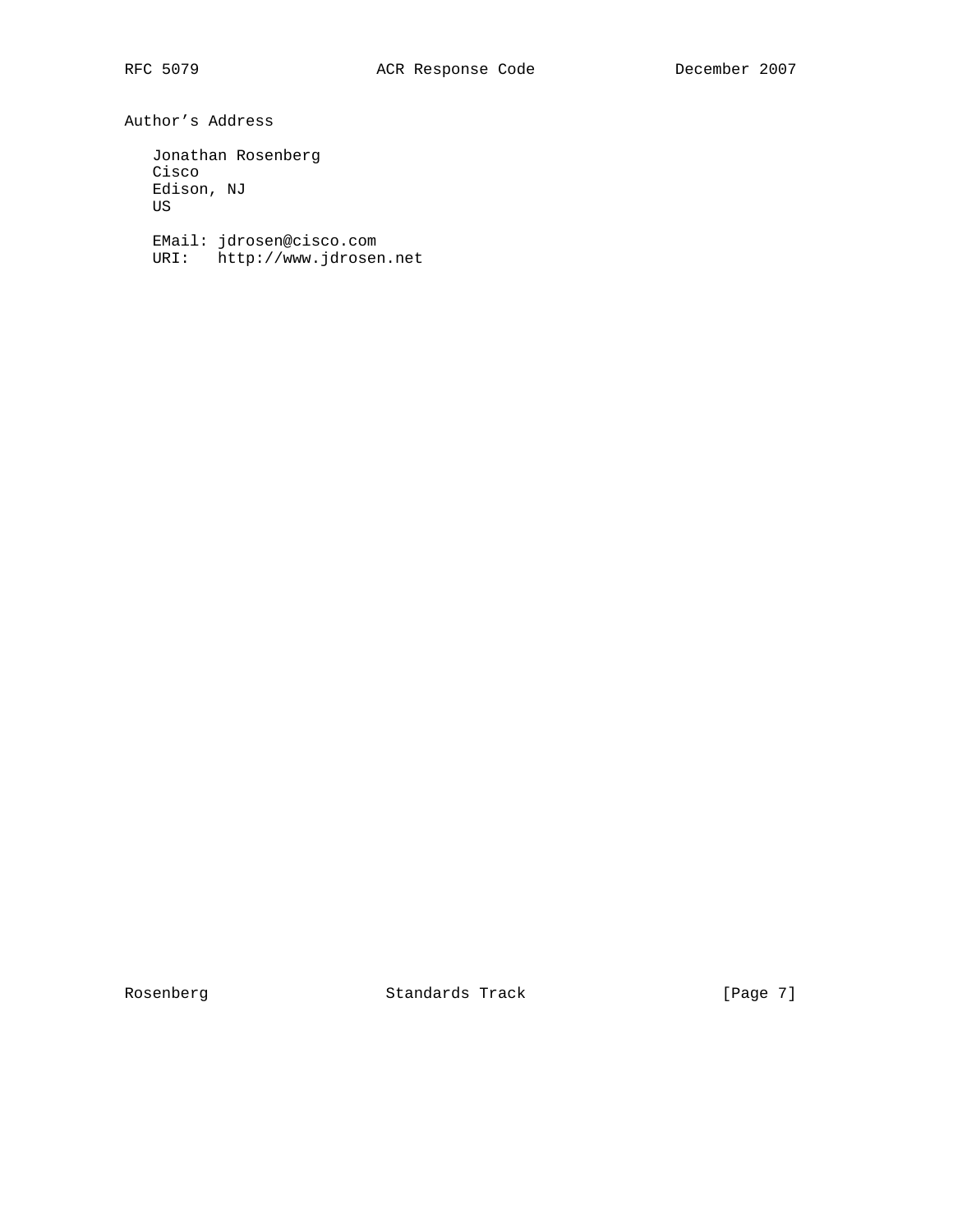## Author's Address

Jonathan Rosenberg
Cisco
Edison, NJ
US

EMail: jdrosen@cisco.com
URI: http://www.jdrosen.net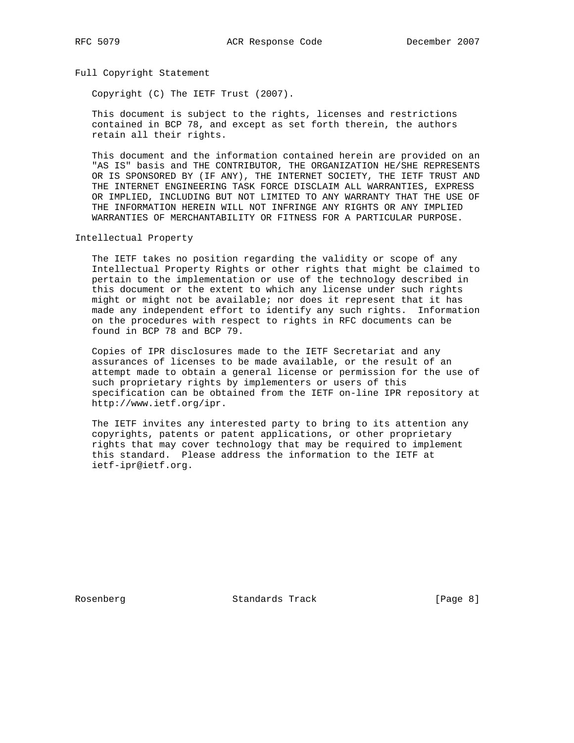## Full Copyright Statement

Copyright (C) The IETF Trust (2007).

This document is subject to the rights, licenses and restrictions contained in BCP 78, and except as set forth therein, the authors retain all their rights.

This document and the information contained herein are provided on an "AS IS" basis and THE CONTRIBUTOR, THE ORGANIZATION HE/SHE REPRESENTS OR IS SPONSORED BY (IF ANY), THE INTERNET SOCIETY, THE IETF TRUST AND THE INTERNET ENGINEERING TASK FORCE DISCLAIM ALL WARRANTIES, EXPRESS OR IMPLIED, INCLUDING BUT NOT LIMITED TO ANY WARRANTY THAT THE USE OF THE INFORMATION HEREIN WILL NOT INFRINGE ANY RIGHTS OR ANY IMPLIED WARRANTIES OF MERCHANTABILITY OR FITNESS FOR A PARTICULAR PURPOSE.

## Intellectual Property

The IETF takes no position regarding the validity or scope of any Intellectual Property Rights or other rights that might be claimed to pertain to the implementation or use of the technology described in this document or the extent to which any license under such rights might or might not be available; nor does it represent that it has made any independent effort to identify any such rights. Information on the procedures with respect to rights in RFC documents can be found in BCP 78 and BCP 79.

Copies of IPR disclosures made to the IETF Secretariat and any assurances of licenses to be made available, or the result of an attempt made to obtain a general license or permission for the use of such proprietary rights by implementers or users of this specification can be obtained from the IETF on-line IPR repository at http://www.ietf.org/ipr.

The IETF invites any interested party to bring to its attention any copyrights, patents or patent applications, or other proprietary rights that may cover technology that may be required to implement this standard. Please address the information to the IETF at ietf-ipr@ietf.org.